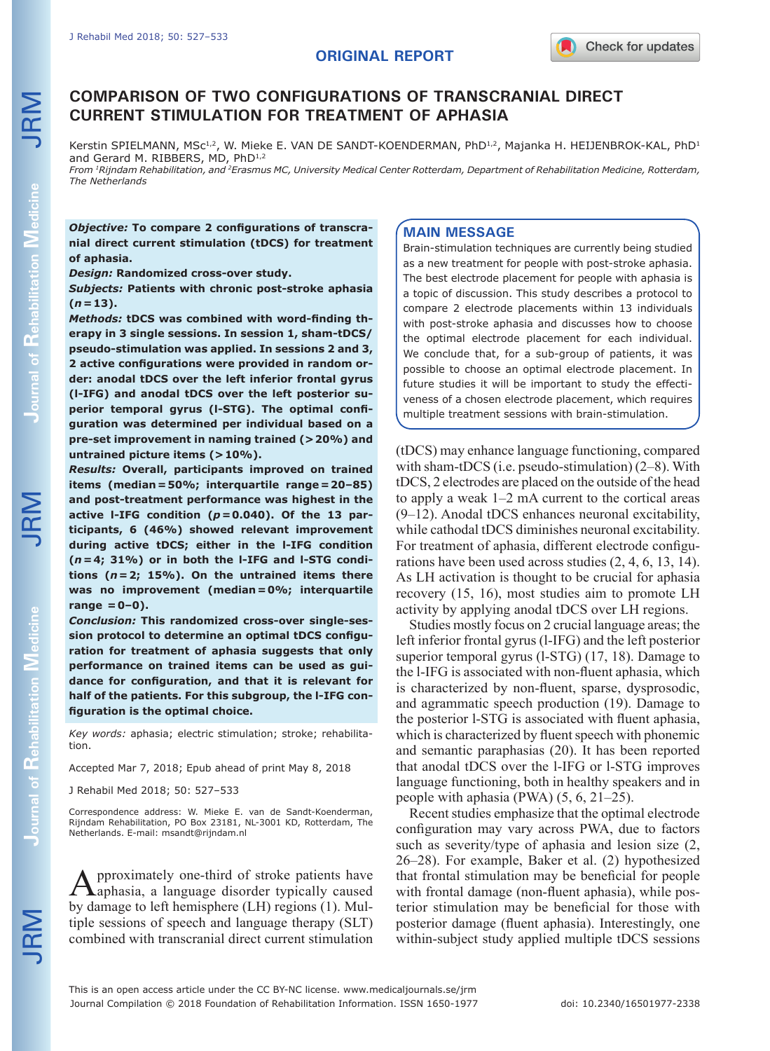ORIGINAL REPORT

# COMPARISON OF TWO CONFIGURATIONS OF TRANSCRANIAL DIRECT CURRENT STIMULATION FOR TREATMENT OF APHASIA

Kerstin SPIELMANN, MSc[1,2], W. Mieke E. VAN DE SANDT-KOENDERMAN, PhD[1,2], Majanka H. HEIJENBROK-KAL, PhD[1] and Gerard M. RIBBERS, MD, PhD[1,2]

*From [1]Rijndam Rehabilitation, and [2]Erasmus MC, University Medical Center Rotterdam, Department of Rehabilitation Medicine, Rotterdam, The Netherlands*

***Objective:*** **To compare 2 configurations of transcranial direct current stimulation (tDCS) for treatment of aphasia.**

***Design:*** **Randomized cross-over study.**

***Subjects:*** **Patients with chronic post-stroke aphasia (*n*=13).**

***Methods:*** **tDCS was combined with word-finding therapy in 3 single sessions. In session 1, sham-tDCS/pseudo-stimulation was applied. In sessions 2 and 3, 2 active configurations were provided in random order: anodal tDCS over the left inferior frontal gyrus (l-IFG) and anodal tDCS over the left posterior superior temporal gyrus (l-STG). The optimal configuration was determined per individual based on a pre-set improvement in naming trained (>20%) and untrained picture items (>10%).**

***Results:*** **Overall, participants improved on trained items (median=50%; interquartile range=20–85) and post-treatment performance was highest in the active l-IFG condition (*p*=0.040). Of the 13 participants, 6 (46%) showed relevant improvement during active tDCS; either in the l-IFG condition (*n*=4; 31%) or in both the l-IFG and l-STG conditions (*n*=2; 15%). On the untrained items there was no improvement (median=0%; interquartile range=0–0).**

***Conclusion:*** **This randomized cross-over single-session protocol to determine an optimal tDCS configuration for treatment of aphasia suggests that only performance on trained items can be used as guidance for configuration, and that it is relevant for half of the patients. For this subgroup, the l-IFG configuration is the optimal choice.**

*Key words:* aphasia; electric stimulation; stroke; rehabilitation.

Accepted Mar 7, 2018; Epub ahead of print May 8, 2018

J Rehabil Med 2018; 50: 527–533

Correspondence address: W. Mieke E. van de Sandt-Koenderman, Rijndam Rehabilitation, PO Box 23181, NL-3001 KD, Rotterdam, The Netherlands. E-mail: msandt@rijndam.nl

## MAIN MESSAGE

Brain-stimulation techniques are currently being studied as a new treatment for people with post-stroke aphasia. The best electrode placement for people with aphasia is a topic of discussion. This study describes a protocol to compare 2 electrode placements within 13 individuals with post-stroke aphasia and discusses how to choose the optimal electrode placement for each individual. We conclude that, for a sub-group of patients, it was possible to choose an optimal electrode placement. In future studies it will be important to study the effectiveness of a chosen electrode placement, which requires multiple treatment sessions with brain-stimulation.

Approximately one-third of stroke patients have aphasia, a language disorder typically caused by damage to left hemisphere (LH) regions (1). Multiple sessions of speech and language therapy (SLT) combined with transcranial direct current stimulation (tDCS) may enhance language functioning, compared with sham-tDCS (i.e. pseudo-stimulation) (2–8). With tDCS, 2 electrodes are placed on the outside of the head to apply a weak 1–2 mA current to the cortical areas (9–12). Anodal tDCS enhances neuronal excitability, while cathodal tDCS diminishes neuronal excitability. For treatment of aphasia, different electrode configurations have been used across studies (2, 4, 6, 13, 14). As LH activation is thought to be crucial for aphasia recovery (15, 16), most studies aim to promote LH activity by applying anodal tDCS over LH regions.

Studies mostly focus on 2 crucial language areas; the left inferior frontal gyrus (l-IFG) and the left posterior superior temporal gyrus (l-STG) (17, 18). Damage to the l-IFG is associated with non-fluent aphasia, which is characterized by non-fluent, sparse, dysprosodic, and agrammatic speech production (19). Damage to the posterior l-STG is associated with fluent aphasia, which is characterized by fluent speech with phonemic and semantic paraphasias (20). It has been reported that anodal tDCS over the l-IFG or l-STG improves language functioning, both in healthy speakers and in people with aphasia (PWA) (5, 6, 21–25).

Recent studies emphasize that the optimal electrode configuration may vary across PWA, due to factors such as severity/type of aphasia and lesion size (2, 26–28). For example, Baker et al. (2) hypothesized that frontal stimulation may be beneficial for people with frontal damage (non-fluent aphasia), while posterior stimulation may be beneficial for those with posterior damage (fluent aphasia). Interestingly, one within-subject study applied multiple tDCS sessions

This is an open access article under the CC BY-NC license. www.medicaljournals.se/jrm
Journal Compilation © 2018 Foundation of Rehabilitation Information. ISSN 1650-1977 doi: 10.2340/16501977-2338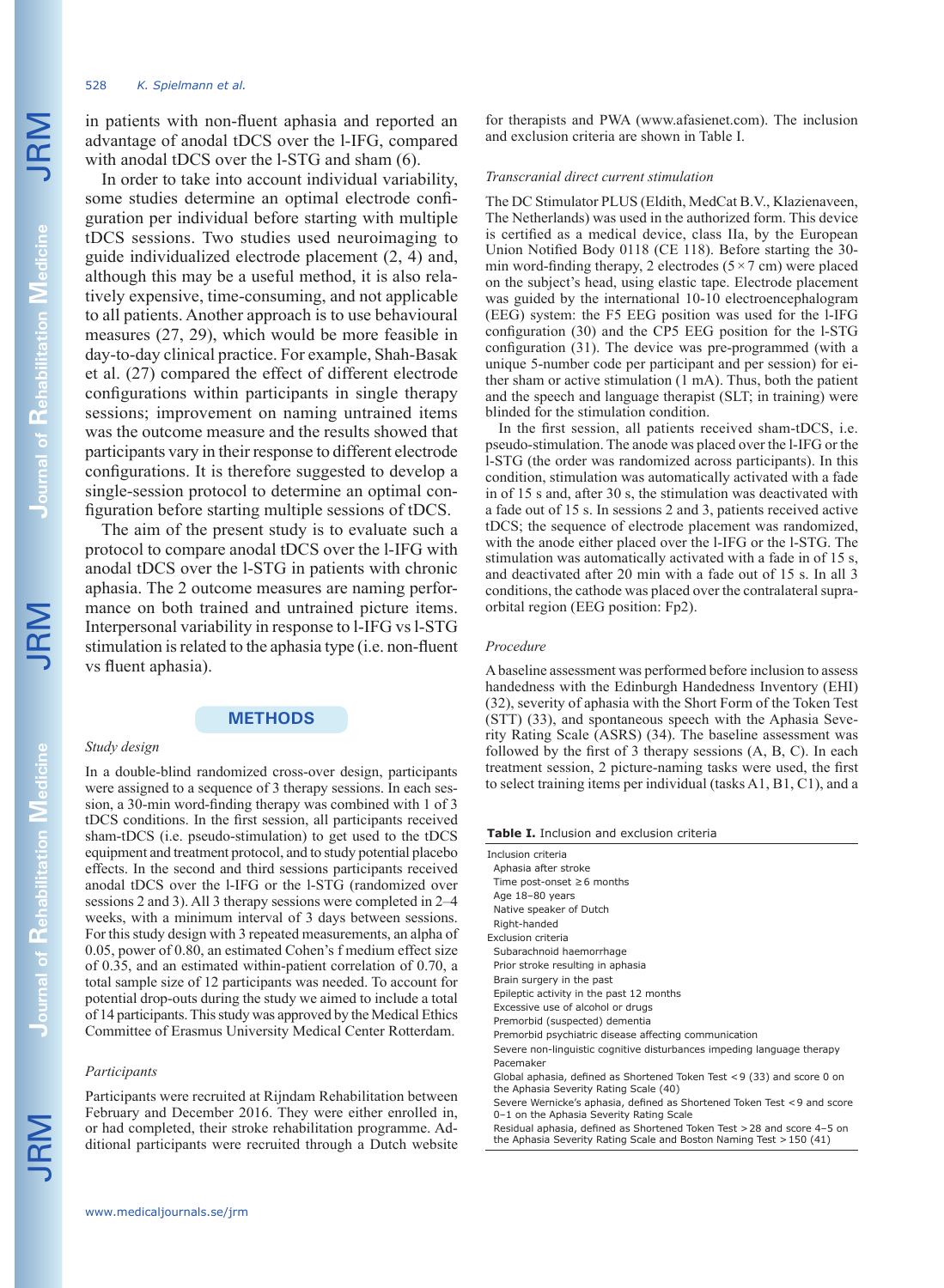in patients with non-fluent aphasia and reported an advantage of anodal tDCS over the l-IFG, compared with anodal tDCS over the l-STG and sham (6).

In order to take into account individual variability, some studies determine an optimal electrode configuration per individual before starting with multiple tDCS sessions. Two studies used neuroimaging to guide individualized electrode placement (2, 4) and, although this may be a useful method, it is also relatively expensive, time-consuming, and not applicable to all patients. Another approach is to use behavioural measures (27, 29), which would be more feasible in day-to-day clinical practice. For example, Shah-Basak et al. (27) compared the effect of different electrode configurations within participants in single therapy sessions; improvement on naming untrained items was the outcome measure and the results showed that participants vary in their response to different electrode configurations. It is therefore suggested to develop a single-session protocol to determine an optimal configuration before starting multiple sessions of tDCS.

The aim of the present study is to evaluate such a protocol to compare anodal tDCS over the l-IFG with anodal tDCS over the l-STG in patients with chronic aphasia. The 2 outcome measures are naming performance on both trained and untrained picture items. Interpersonal variability in response to l-IFG vs l-STG stimulation is related to the aphasia type (i.e. non-fluent vs fluent aphasia).

## METHODS

### *Study design*

In a double-blind randomized cross-over design, participants were assigned to a sequence of 3 therapy sessions. In each session, a 30-min word-finding therapy was combined with 1 of 3 tDCS conditions. In the first session, all participants received sham-tDCS (i.e. pseudo-stimulation) to get used to the tDCS equipment and treatment protocol, and to study potential placebo effects. In the second and third sessions participants received anodal tDCS over the l-IFG or the l-STG (randomized over sessions 2 and 3). All 3 therapy sessions were completed in 2–4 weeks, with a minimum interval of 3 days between sessions. For this study design with 3 repeated measurements, an alpha of 0.05, power of 0.80, an estimated Cohen's f medium effect size of 0.35, and an estimated within-patient correlation of 0.70, a total sample size of 12 participants was needed. To account for potential drop-outs during the study we aimed to include a total of 14 participants. This study was approved by the Medical Ethics Committee of Erasmus University Medical Center Rotterdam.

### *Participants*

Participants were recruited at Rijndam Rehabilitation between February and December 2016. They were either enrolled in, or had completed, their stroke rehabilitation programme. Additional participants were recruited through a Dutch website for therapists and PWA (www.afasienet.com). The inclusion and exclusion criteria are shown in Table I.

### *Transcranial direct current stimulation*

The DC Stimulator PLUS (Eldith, MedCat B.V., Klazienaveen, The Netherlands) was used in the authorized form. This device is certified as a medical device, class IIa, by the European Union Notified Body 0118 (CE 118). Before starting the 30-min word-finding therapy, 2 electrodes (5 × 7 cm) were placed on the subject's head, using elastic tape. Electrode placement was guided by the international 10-10 electroencephalogram (EEG) system: the F5 EEG position was used for the l-IFG configuration (30) and the CP5 EEG position for the l-STG configuration (31). The device was pre-programmed (with a unique 5-number code per participant and per session) for either sham or active stimulation (1 mA). Thus, both the patient and the speech and language therapist (SLT; in training) were blinded for the stimulation condition.

In the first session, all patients received sham-tDCS, i.e. pseudo-stimulation. The anode was placed over the l-IFG or the l-STG (the order was randomized across participants). In this condition, stimulation was automatically activated with a fade in of 15 s and, after 30 s, the stimulation was deactivated with a fade out of 15 s. In sessions 2 and 3, patients received active tDCS; the sequence of electrode placement was randomized, with the anode either placed over the l-IFG or the l-STG. The stimulation was automatically activated with a fade in of 15 s, and deactivated after 20 min with a fade out of 15 s. In all 3 conditions, the cathode was placed over the contralateral supraorbital region (EEG position: Fp2).

### *Procedure*

A baseline assessment was performed before inclusion to assess handedness with the Edinburgh Handedness Inventory (EHI) (32), severity of aphasia with the Short Form of the Token Test (STT) (33), and spontaneous speech with the Aphasia Severity Rating Scale (ASRS) (34). The baseline assessment was followed by the first of 3 therapy sessions (A, B, C). In each treatment session, 2 picture-naming tasks were used, the first to select training items per individual (tasks A1, B1, C1), and a

**Table I.** Inclusion and exclusion criteria

| |
|---|
| Inclusion criteria |
| Aphasia after stroke |
| Time post-onset ≥6 months |
| Age 18–80 years |
| Native speaker of Dutch |
| Right-handed |
| Exclusion criteria |
| Subarachnoid haemorrhage |
| Prior stroke resulting in aphasia |
| Brain surgery in the past |
| Epileptic activity in the past 12 months |
| Excessive use of alcohol or drugs |
| Premorbid (suspected) dementia |
| Premorbid psychiatric disease affecting communication |
| Severe non-linguistic cognitive disturbances impeding language therapy |
| Pacemaker |
| Global aphasia, defined as Shortened Token Test <9 (33) and score 0 on the Aphasia Severity Rating Scale (40) |
| Severe Wernicke's aphasia, defined as Shortened Token Test <9 and score 0–1 on the Aphasia Severity Rating Scale |
| Residual aphasia, defined as Shortened Token Test >28 and score 4–5 on the Aphasia Severity Rating Scale and Boston Naming Test >150 (41) |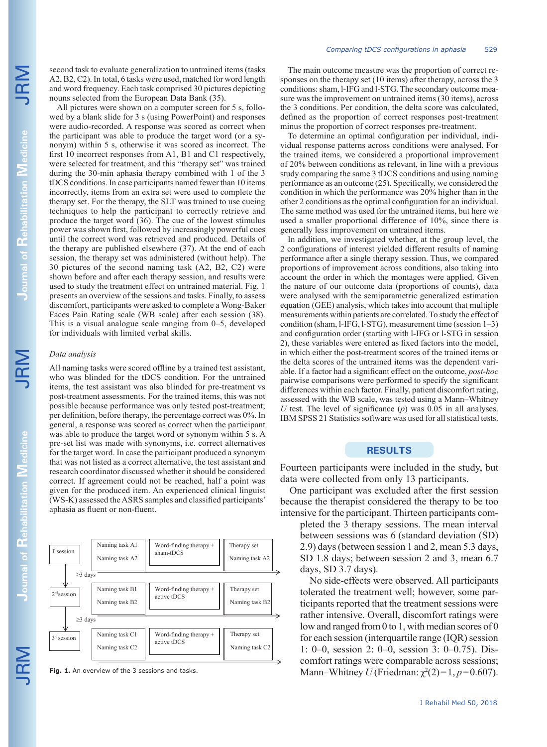second task to evaluate generalization to untrained items (tasks A2, B2, C2). In total, 6 tasks were used, matched for word length and word frequency. Each task comprised 30 pictures depicting nouns selected from the European Data Bank (35).

All pictures were shown on a computer screen for 5 s, followed by a blank slide for 3 s (using PowerPoint) and responses were audio-recorded. A response was scored as correct when the participant was able to produce the target word (or a synonym) within 5 s, otherwise it was scored as incorrect. The first 10 incorrect responses from A1, B1 and C1 respectively, were selected for treatment, and this "therapy set" was trained during the 30-min aphasia therapy combined with 1 of the 3 tDCS conditions. In case participants named fewer than 10 items incorrectly, items from an extra set were used to complete the therapy set. For the therapy, the SLT was trained to use cueing techniques to help the participant to correctly retrieve and produce the target word (36). The cue of the lowest stimulus power was shown first, followed by increasingly powerful cues until the correct word was retrieved and produced. Details of the therapy are published elsewhere (37). At the end of each session, the therapy set was administered (without help). The 30 pictures of the second naming task (A2, B2, C2) were shown before and after each therapy session, and results were used to study the treatment effect on untrained material. Fig. 1 presents an overview of the sessions and tasks. Finally, to assess discomfort, participants were asked to complete a Wong-Baker Faces Pain Rating scale (WB scale) after each session (38). This is a visual analogue scale ranging from 0–5, developed for individuals with limited verbal skills.

### *Data analysis*

All naming tasks were scored offline by a trained test assistant, who was blinded for the tDCS condition. For the untrained items, the test assistant was also blinded for pre-treatment vs post-treatment assessments. For the trained items, this was not possible because performance was only tested post-treatment; per definition, before therapy, the percentage correct was 0%. In general, a response was scored as correct when the participant was able to produce the target word or synonym within 5 s. A pre-set list was made with synonyms, i.e. correct alternatives for the target word. In case the participant produced a synonym that was not listed as a correct alternative, the test assistant and research coordinator discussed whether it should be considered correct. If agreement could not be reached, half a point was given for the produced item. An experienced clinical linguist (WS-K) assessed the ASRS samples and classified participants' aphasia as fluent or non-fluent.

| | | | |
|---|---|---|---|
| 1[st] session | Naming task A1<br>Naming task A2 | Word-finding therapy + sham-tDCS | Therapy set<br>Naming task A2 |
| ≥3 days | | | |
| 2[nd] session | Naming task B1<br>Naming task B2 | Word-finding therapy + active tDCS | Therapy set<br>Naming task B2 |
| ≥3 days | | | |
| 3[rd] session | Naming task C1<br>Naming task C2 | Word-finding therapy + active tDCS | Therapy set<br>Naming task C2 |

**Fig. 1.** An overview of the 3 sessions and tasks.

The main outcome measure was the proportion of correct responses on the therapy set (10 items) after therapy, across the 3 conditions: sham, l-IFG and l-STG. The secondary outcome measure was the improvement on untrained items (30 items), across the 3 conditions. Per condition, the delta score was calculated, defined as the proportion of correct responses post-treatment minus the proportion of correct responses pre-treatment.

To determine an optimal configuration per individual, individual response patterns across conditions were analysed. For the trained items, we considered a proportional improvement of 20% between conditions as relevant, in line with a previous study comparing the same 3 tDCS conditions and using naming performance as an outcome (25). Specifically, we considered the condition in which the performance was 20% higher than in the other 2 conditions as the optimal configuration for an individual. The same method was used for the untrained items, but here we used a smaller proportional difference of 10%, since there is generally less improvement on untrained items.

In addition, we investigated whether, at the group level, the 2 configurations of interest yielded different results of naming performance after a single therapy session. Thus, we compared proportions of improvement across conditions, also taking into account the order in which the montages were applied. Given the nature of our outcome data (proportions of counts), data were analysed with the semiparametric generalized estimation equation (GEE) analysis, which takes into account that multiple measurements within patients are correlated. To study the effect of condition (sham, l-IFG, l-STG), measurement time (session 1–3) and configuration order (starting with l-IFG or l-STG in session 2), these variables were entered as fixed factors into the model, in which either the post-treatment scores of the trained items or the delta scores of the untrained items was the dependent variable. If a factor had a significant effect on the outcome, *post-hoc* pairwise comparisons were performed to specify the significant differences within each factor. Finally, patient discomfort rating, assessed with the WB scale, was tested using a Mann–Whitney *U* test. The level of significance ($p$) was 0.05 in all analyses. IBM SPSS 21 Statistics software was used for all statistical tests.

## RESULTS

Fourteen participants were included in the study, but data were collected from only 13 participants.

One participant was excluded after the first session because the therapist considered the therapy to be too intensive for the participant. Thirteen participants completed the 3 therapy sessions. The mean interval between sessions was 6 (standard deviation (SD) 2.9) days (between session 1 and 2, mean 5.3 days, SD 1.8 days; between session 2 and 3, mean 6.7 days, SD 3.7 days).

No side-effects were observed. All participants tolerated the treatment well; however, some participants reported that the treatment sessions were rather intensive. Overall, discomfort ratings were low and ranged from 0 to 1, with median scores of 0 for each session (interquartile range (IQR) session 1: 0–0, session 2: 0–0, session 3: 0–0.75). Discomfort ratings were comparable across sessions; Mann–Whitney *U* (Friedman: $\chi^2(2)=1, p=0.607$).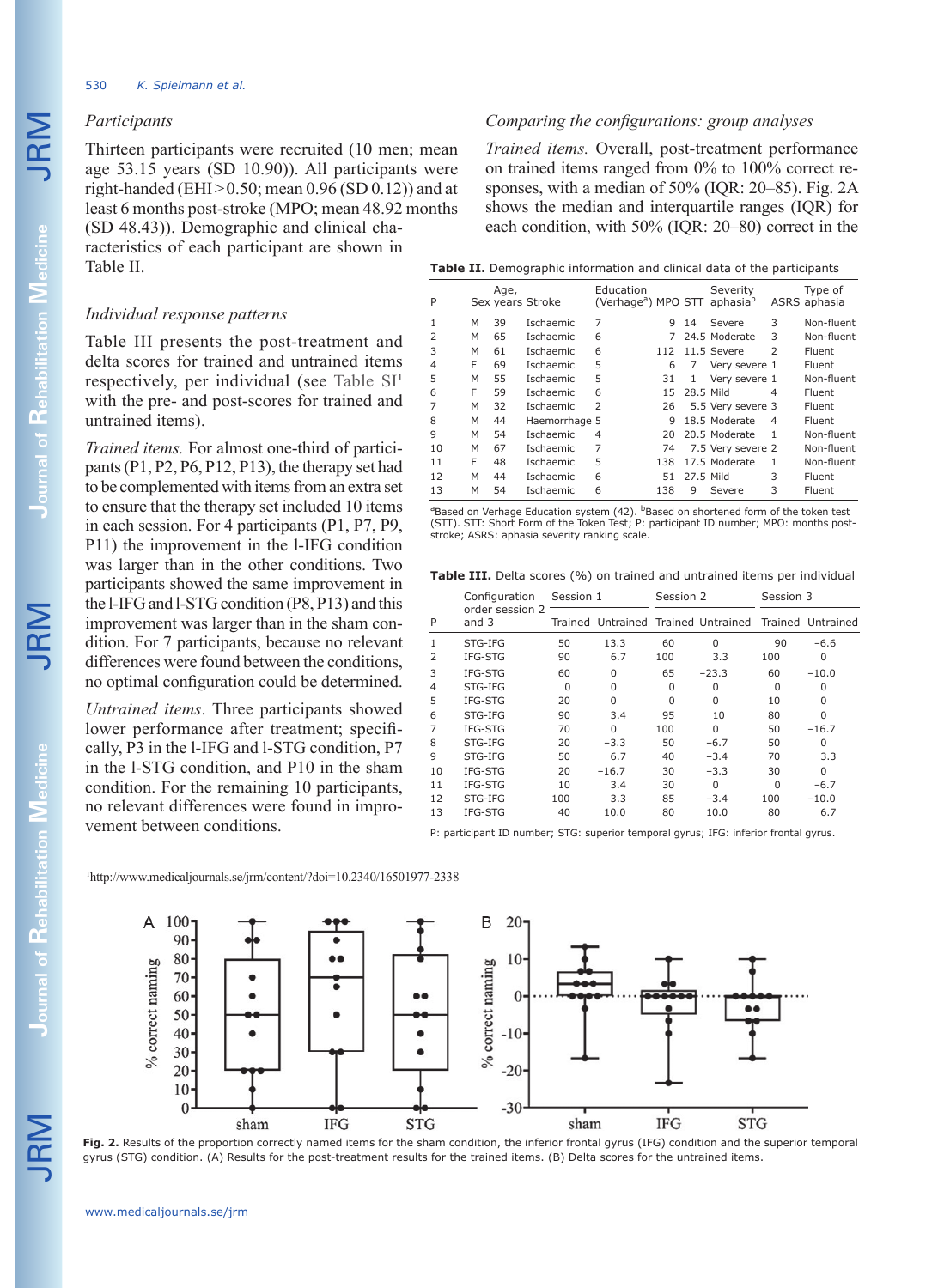### *Participants*

Thirteen participants were recruited (10 men; mean age 53.15 years (SD 10.90)). All participants were right-handed (EHI > 0.50; mean 0.96 (SD 0.12)) and at least 6 months post-stroke (MPO; mean 48.92 months (SD 48.43)). Demographic and clinical characteristics of each participant are shown in Table II.

### *Individual response patterns*

Table III presents the post-treatment and delta scores for trained and untrained items respectively, per individual (see Table SI[1] with the pre- and post-scores for trained and untrained items).

*Trained items.* For almost one-third of participants (P1, P2, P6, P12, P13), the therapy set had to be complemented with items from an extra set to ensure that the therapy set included 10 items in each session. For 4 participants (P1, P7, P9, P11) the improvement in the l-IFG condition was larger than in the other conditions. Two participants showed the same improvement in the l-IFG and l-STG condition (P8, P13) and this improvement was larger than in the sham condition. For 7 participants, because no relevant differences were found between the conditions, no optimal configuration could be determined.

*Untrained items*. Three participants showed lower performance after treatment; specifically, P3 in the l-IFG and l-STG condition, P7 in the l-STG condition, and P10 in the sham condition. For the remaining 10 participants, no relevant differences were found in improvement between conditions.

[1]http://www.medicaljournals.se/jrm/content/?doi=10.2340/16501977-2338

### *Comparing the configurations: group analyses*

*Trained items.* Overall, post-treatment performance on trained items ranged from 0% to 100% correct responses, with a median of 50% (IQR: 20–85). Fig. 2A shows the median and interquartile ranges (IQR) for each condition, with 50% (IQR: 20–80) correct in the

**Table II.** Demographic information and clinical data of the participants

| P | Sex | Age, years | Stroke | Education (Verhage[a]) | MPO | STT | Severity aphasia[b] | ASRS | Type of aphasia |
|---|---|---|---|---|---|---|---|---|---|
| 1 | M | 39 | Ischaemic | 7 | 9 | 14 | Severe | 3 | Non-fluent |
| 2 | M | 65 | Ischaemic | 6 | 7 | 24.5 | Moderate | 3 | Non-fluent |
| 3 | M | 61 | Ischaemic | 6 | 112 | 11.5 | Severe | 2 | Fluent |
| 4 | F | 69 | Ischaemic | 5 | 6 | 7 | Very severe | 1 | Fluent |
| 5 | M | 55 | Ischaemic | 5 | 31 | 1 | Very severe | 1 | Non-fluent |
| 6 | F | 59 | Ischaemic | 6 | 15 | 28.5 | Mild | 4 | Fluent |
| 7 | M | 32 | Ischaemic | 2 | 26 | 5.5 | Very severe | 3 | Fluent |
| 8 | M | 44 | Haemorrhage | 5 | 9 | 18.5 | Moderate | 4 | Fluent |
| 9 | M | 54 | Ischaemic | 4 | 20 | 20.5 | Moderate | 1 | Non-fluent |
| 10 | M | 67 | Ischaemic | 7 | 74 | 7.5 | Very severe | 2 | Non-fluent |
| 11 | F | 48 | Ischaemic | 5 | 138 | 17.5 | Moderate | 1 | Non-fluent |
| 12 | M | 44 | Ischaemic | 6 | 51 | 27.5 | Mild | 3 | Fluent |
| 13 | M | 54 | Ischaemic | 6 | 138 | 9 | Severe | 3 | Fluent |

[a]Based on Verhage Education system (42). [b]Based on shortened form of the token test (STT). STT: Short Form of the Token Test; P: participant ID number; MPO: months post-stroke; ASRS: aphasia severity ranking scale.

**Table III.** Delta scores (%) on trained and untrained items per individual

| P | Configuration order session 2 and 3 | Session 1 | | Session 2 | | Session 3 | |
|---|---|---|---|---|---|---|---|
| | | Trained | Untrained | Trained | Untrained | Trained | Untrained |
| 1 | STG-IFG | 50 | 13.3 | 60 | 0 | 90 | −6.6 |
| 2 | IFG-STG | 90 | 6.7 | 100 | 3.3 | 100 | 0 |
| 3 | IFG-STG | 60 | 0 | 65 | −23.3 | 60 | −10.0 |
| 4 | STG-IFG | 0 | 0 | 0 | 0 | 0 | 0 |
| 5 | IFG-STG | 20 | 0 | 0 | 0 | 10 | 0 |
| 6 | STG-IFG | 90 | 3.4 | 95 | 10 | 80 | 0 |
| 7 | IFG-STG | 70 | 0 | 100 | 0 | 50 | −16.7 |
| 8 | STG-IFG | 20 | −3.3 | 50 | −6.7 | 50 | 0 |
| 9 | STG-IFG | 50 | 6.7 | 40 | −3.4 | 70 | 3.3 |
| 10 | IFG-STG | 20 | −16.7 | 30 | −3.3 | 30 | 0 |
| 11 | IFG-STG | 10 | 3.4 | 30 | 0 | 0 | −6.7 |
| 12 | STG-IFG | 100 | 3.3 | 85 | −3.4 | 100 | −10.0 |
| 13 | IFG-STG | 40 | 10.0 | 80 | 10.0 | 80 | 6.7 |

P: participant ID number; STG: superior temporal gyrus; IFG: inferior frontal gyrus.

**Fig. 2.** Results of the proportion correctly named items for the sham condition, the inferior frontal gyrus (IFG) condition and the superior temporal gyrus (STG) condition. (A) Results for the post-treatment results for the trained items. (B) Delta scores for the untrained items.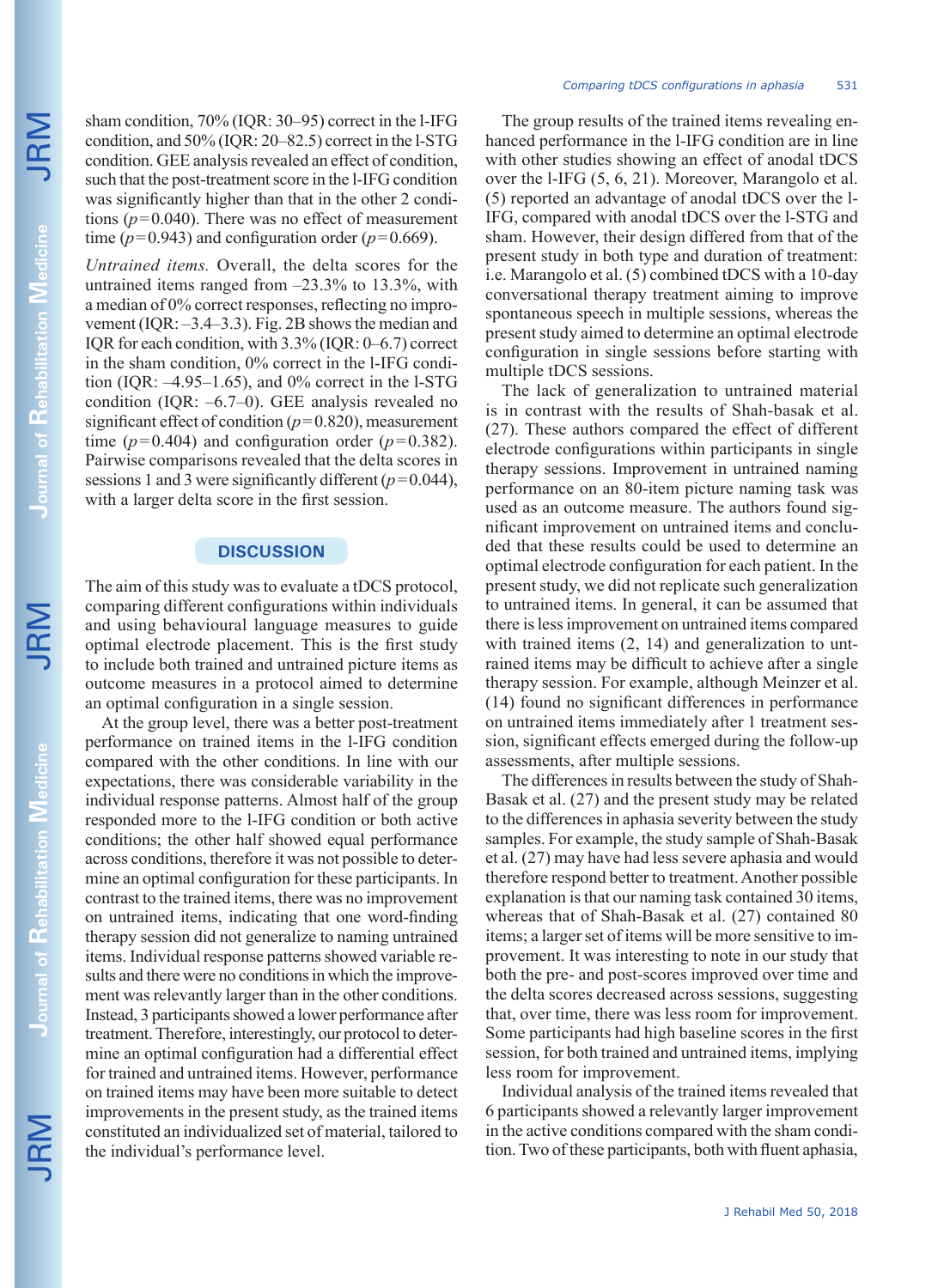sham condition, 70% (IQR: 30–95) correct in the l-IFG condition, and 50% (IQR: 20–82.5) correct in the l-STG condition. GEE analysis revealed an effect of condition, such that the post-treatment score in the l-IFG condition was significantly higher than that in the other 2 conditions ($p=0.040$). There was no effect of measurement time ($p=0.943$) and configuration order ($p=0.669$).

*Untrained items.* Overall, the delta scores for the untrained items ranged from –23.3% to 13.3%, with a median of 0% correct responses, reflecting no improvement (IQR: –3.4–3.3). Fig. 2B shows the median and IQR for each condition, with 3.3% (IQR: 0–6.7) correct in the sham condition, 0% correct in the l-IFG condition (IQR: –4.95–1.65), and 0% correct in the l-STG condition (IQR: –6.7–0). GEE analysis revealed no significant effect of condition ($p=0.820$), measurement time ($p=0.404$) and configuration order ($p=0.382$). Pairwise comparisons revealed that the delta scores in sessions 1 and 3 were significantly different ($p=0.044$), with a larger delta score in the first session.

## DISCUSSION

The aim of this study was to evaluate a tDCS protocol, comparing different configurations within individuals and using behavioural language measures to guide optimal electrode placement. This is the first study to include both trained and untrained picture items as outcome measures in a protocol aimed to determine an optimal configuration in a single session.

At the group level, there was a better post-treatment performance on trained items in the l-IFG condition compared with the other conditions. In line with our expectations, there was considerable variability in the individual response patterns. Almost half of the group responded more to the l-IFG condition or both active conditions; the other half showed equal performance across conditions, therefore it was not possible to determine an optimal configuration for these participants. In contrast to the trained items, there was no improvement on untrained items, indicating that one word-finding therapy session did not generalize to naming untrained items. Individual response patterns showed variable results and there were no conditions in which the improvement was relevantly larger than in the other conditions. Instead, 3 participants showed a lower performance after treatment. Therefore, interestingly, our protocol to determine an optimal configuration had a differential effect for trained and untrained items. However, performance on trained items may have been more suitable to detect improvements in the present study, as the trained items constituted an individualized set of material, tailored to the individual's performance level.

The group results of the trained items revealing enhanced performance in the l-IFG condition are in line with other studies showing an effect of anodal tDCS over the l-IFG (5, 6, 21). Moreover, Marangolo et al. (5) reported an advantage of anodal tDCS over the l-IFG, compared with anodal tDCS over the l-STG and sham. However, their design differed from that of the present study in both type and duration of treatment: i.e. Marangolo et al. (5) combined tDCS with a 10-day conversational therapy treatment aiming to improve spontaneous speech in multiple sessions, whereas the present study aimed to determine an optimal electrode configuration in single sessions before starting with multiple tDCS sessions.

The lack of generalization to untrained material is in contrast with the results of Shah-basak et al. (27). These authors compared the effect of different electrode configurations within participants in single therapy sessions. Improvement in untrained naming performance on an 80-item picture naming task was used as an outcome measure. The authors found significant improvement on untrained items and concluded that these results could be used to determine an optimal electrode configuration for each patient. In the present study, we did not replicate such generalization to untrained items. In general, it can be assumed that there is less improvement on untrained items compared with trained items (2, 14) and generalization to untrained items may be difficult to achieve after a single therapy session. For example, although Meinzer et al. (14) found no significant differences in performance on untrained items immediately after 1 treatment session, significant effects emerged during the follow-up assessments, after multiple sessions.

The differences in results between the study of Shah-Basak et al. (27) and the present study may be related to the differences in aphasia severity between the study samples. For example, the study sample of Shah-Basak et al. (27) may have had less severe aphasia and would therefore respond better to treatment. Another possible explanation is that our naming task contained 30 items, whereas that of Shah-Basak et al. (27) contained 80 items; a larger set of items will be more sensitive to improvement. It was interesting to note in our study that both the pre- and post-scores improved over time and the delta scores decreased across sessions, suggesting that, over time, there was less room for improvement. Some participants had high baseline scores in the first session, for both trained and untrained items, implying less room for improvement.

Individual analysis of the trained items revealed that 6 participants showed a relevantly larger improvement in the active conditions compared with the sham condition. Two of these participants, both with fluent aphasia,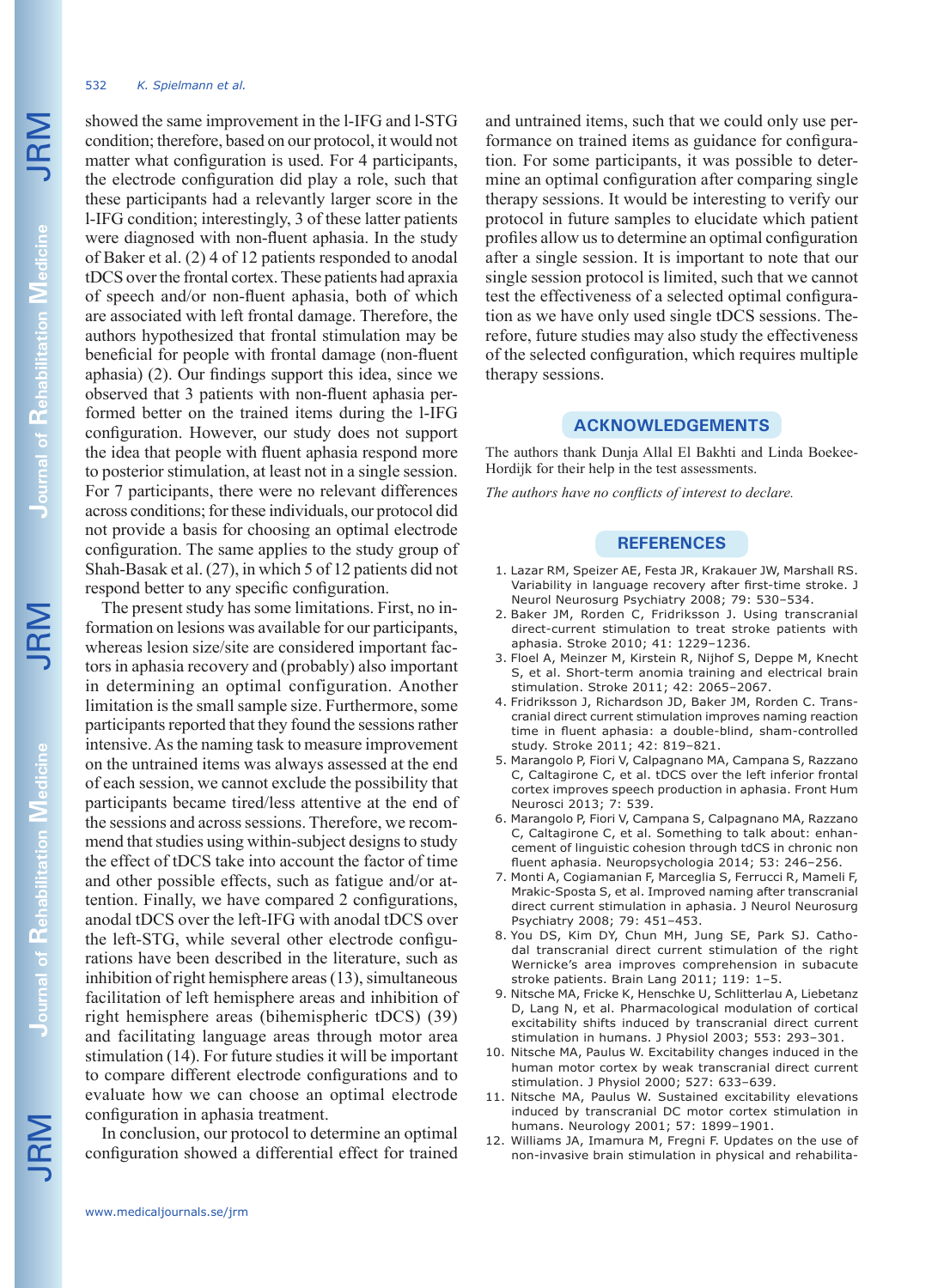showed the same improvement in the l-IFG and l-STG condition; therefore, based on our protocol, it would not matter what configuration is used. For 4 participants, the electrode configuration did play a role, such that these participants had a relevantly larger score in the l-IFG condition; interestingly, 3 of these latter patients were diagnosed with non-fluent aphasia. In the study of Baker et al. (2) 4 of 12 patients responded to anodal tDCS over the frontal cortex. These patients had apraxia of speech and/or non-fluent aphasia, both of which are associated with left frontal damage. Therefore, the authors hypothesized that frontal stimulation may be beneficial for people with frontal damage (non-fluent aphasia) (2). Our findings support this idea, since we observed that 3 patients with non-fluent aphasia performed better on the trained items during the l-IFG configuration. However, our study does not support the idea that people with fluent aphasia respond more to posterior stimulation, at least not in a single session. For 7 participants, there were no relevant differences across conditions; for these individuals, our protocol did not provide a basis for choosing an optimal electrode configuration. The same applies to the study group of Shah-Basak et al. (27), in which 5 of 12 patients did not respond better to any specific configuration.

The present study has some limitations. First, no information on lesions was available for our participants, whereas lesion size/site are considered important factors in aphasia recovery and (probably) also important in determining an optimal configuration. Another limitation is the small sample size. Furthermore, some participants reported that they found the sessions rather intensive. As the naming task to measure improvement on the untrained items was always assessed at the end of each session, we cannot exclude the possibility that participants became tired/less attentive at the end of the sessions and across sessions. Therefore, we recommend that studies using within-subject designs to study the effect of tDCS take into account the factor of time and other possible effects, such as fatigue and/or attention. Finally, we have compared 2 configurations, anodal tDCS over the left-IFG with anodal tDCS over the left-STG, while several other electrode configurations have been described in the literature, such as inhibition of right hemisphere areas (13), simultaneous facilitation of left hemisphere areas and inhibition of right hemisphere areas (bihemispheric tDCS) (39) and facilitating language areas through motor area stimulation (14). For future studies it will be important to compare different electrode configurations and to evaluate how we can choose an optimal electrode configuration in aphasia treatment.

In conclusion, our protocol to determine an optimal configuration showed a differential effect for trained and untrained items, such that we could only use performance on trained items as guidance for configuration. For some participants, it was possible to determine an optimal configuration after comparing single therapy sessions. It would be interesting to verify our protocol in future samples to elucidate which patient profiles allow us to determine an optimal configuration after a single session. It is important to note that our single session protocol is limited, such that we cannot test the effectiveness of a selected optimal configuration as we have only used single tDCS sessions. Therefore, future studies may also study the effectiveness of the selected configuration, which requires multiple therapy sessions.

## ACKNOWLEDGEMENTS

The authors thank Dunja Allal El Bakhti and Linda Boekee-Hordijk for their help in the test assessments.

*The authors have no conflicts of interest to declare.*

## REFERENCES

1. Lazar RM, Speizer AE, Festa JR, Krakauer JW, Marshall RS. Variability in language recovery after first-time stroke. J Neurol Neurosurg Psychiatry 2008; 79: 530–534.
2. Baker JM, Rorden C, Fridriksson J. Using transcranial direct-current stimulation to treat stroke patients with aphasia. Stroke 2010; 41: 1229–1236.
3. Floel A, Meinzer M, Kirstein R, Nijhof S, Deppe M, Knecht S, et al. Short-term anomia training and electrical brain stimulation. Stroke 2011; 42: 2065–2067.
4. Fridriksson J, Richardson JD, Baker JM, Rorden C. Transcranial direct current stimulation improves naming reaction time in fluent aphasia: a double-blind, sham-controlled study. Stroke 2011; 42: 819–821.
5. Marangolo P, Fiori V, Calpagnano MA, Campana S, Razzano C, Caltagirone C, et al. tDCS over the left inferior frontal cortex improves speech production in aphasia. Front Hum Neurosci 2013; 7: 539.
6. Marangolo P, Fiori V, Campana S, Calpagnano MA, Razzano C, Caltagirone C, et al. Something to talk about: enhancement of linguistic cohesion through tdCS in chronic non fluent aphasia. Neuropsychologia 2014; 53: 246–256.
7. Monti A, Cogiamanian F, Marceglia S, Ferrucci R, Mameli F, Mrakic-Sposta S, et al. Improved naming after transcranial direct current stimulation in aphasia. J Neurol Neurosurg Psychiatry 2008; 79: 451–453.
8. You DS, Kim DY, Chun MH, Jung SE, Park SJ. Cathodal transcranial direct current stimulation of the right Wernicke's area improves comprehension in subacute stroke patients. Brain Lang 2011; 119: 1–5.
9. Nitsche MA, Fricke K, Henschke U, Schlitterlau A, Liebetanz D, Lang N, et al. Pharmacological modulation of cortical excitability shifts induced by transcranial direct current stimulation in humans. J Physiol 2003; 553: 293–301.
10. Nitsche MA, Paulus W. Excitability changes induced in the human motor cortex by weak transcranial direct current stimulation. J Physiol 2000; 527: 633–639.
11. Nitsche MA, Paulus W. Sustained excitability elevations induced by transcranial DC motor cortex stimulation in humans. Neurology 2001; 57: 1899–1901.
12. Williams JA, Imamura M, Fregni F. Updates on the use of non-invasive brain stimulation in physical and rehabilita-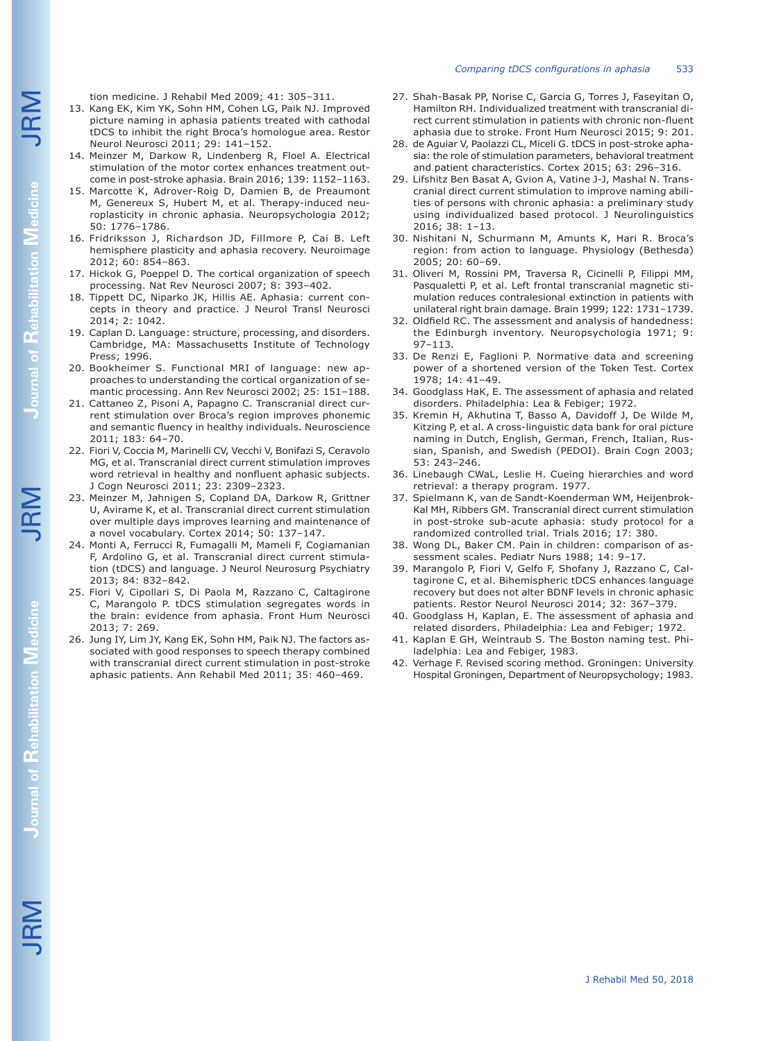tion medicine. J Rehabil Med 2009; 41: 305–311.

13. Kang EK, Kim YK, Sohn HM, Cohen LG, Paik NJ. Improved picture naming in aphasia patients treated with cathodal tDCS to inhibit the right Broca's homologue area. Restor Neurol Neurosci 2011; 29: 141–152.
14. Meinzer M, Darkow R, Lindenberg R, Floel A. Electrical stimulation of the motor cortex enhances treatment outcome in post-stroke aphasia. Brain 2016; 139: 1152–1163.
15. Marcotte K, Adrover-Roig D, Damien B, de Preaumont M, Genereux S, Hubert M, et al. Therapy-induced neuroplasticity in chronic aphasia. Neuropsychologia 2012; 50: 1776–1786.
16. Fridriksson J, Richardson JD, Fillmore P, Cai B. Left hemisphere plasticity and aphasia recovery. Neuroimage 2012; 60: 854–863.
17. Hickok G, Poeppel D. The cortical organization of speech processing. Nat Rev Neurosci 2007; 8: 393–402.
18. Tippett DC, Niparko JK, Hillis AE. Aphasia: current concepts in theory and practice. J Neurol Transl Neurosci 2014; 2: 1042.
19. Caplan D. Language: structure, processing, and disorders. Cambridge, MA: Massachusetts Institute of Technology Press; 1996.
20. Bookheimer S. Functional MRI of language: new approaches to understanding the cortical organization of semantic processing. Ann Rev Neurosci 2002; 25: 151–188.
21. Cattaneo Z, Pisoni A, Papagno C. Transcranial direct current stimulation over Broca's region improves phonemic and semantic fluency in healthy individuals. Neuroscience 2011; 183: 64–70.
22. Fiori V, Coccia M, Marinelli CV, Vecchi V, Bonifazi S, Ceravolo MG, et al. Transcranial direct current stimulation improves word retrieval in healthy and nonfluent aphasic subjects. J Cogn Neurosci 2011; 23: 2309–2323.
23. Meinzer M, Jahnigen S, Copland DA, Darkow R, Grittner U, Avirame K, et al. Transcranial direct current stimulation over multiple days improves learning and maintenance of a novel vocabulary. Cortex 2014; 50: 137–147.
24. Monti A, Ferrucci R, Fumagalli M, Mameli F, Cogiamanian F, Ardolino G, et al. Transcranial direct current stimulation (tDCS) and language. J Neurol Neurosurg Psychiatry 2013; 84: 832–842.
25. Fiori V, Cipollari S, Di Paola M, Razzano C, Caltagirone C, Marangolo P. tDCS stimulation segregates words in the brain: evidence from aphasia. Front Hum Neurosci 2013; 7: 269.
26. Jung IY, Lim JY, Kang EK, Sohn HM, Paik NJ. The factors associated with good responses to speech therapy combined with transcranial direct current stimulation in post-stroke aphasic patients. Ann Rehabil Med 2011; 35: 460–469.
27. Shah-Basak PP, Norise C, Garcia G, Torres J, Faseyitan O, Hamilton RH. Individualized treatment with transcranial direct current stimulation in patients with chronic non-fluent aphasia due to stroke. Front Hum Neurosci 2015; 9: 201.
28. de Aguiar V, Paolazzi CL, Miceli G. tDCS in post-stroke aphasia: the role of stimulation parameters, behavioral treatment and patient characteristics. Cortex 2015; 63: 296–316.
29. Lifshitz Ben Basat A, Gvion A, Vatine J-J, Mashal N. Transcranial direct current stimulation to improve naming abilities of persons with chronic aphasia: a preliminary study using individualized based protocol. J Neurolinguistics 2016; 38: 1–13.
30. Nishitani N, Schurmann M, Amunts K, Hari R. Broca's region: from action to language. Physiology (Bethesda) 2005; 20: 60–69.
31. Oliveri M, Rossini PM, Traversa R, Cicinelli P, Filippi MM, Pasqualetti P, et al. Left frontal transcranial magnetic stimulation reduces contralesional extinction in patients with unilateral right brain damage. Brain 1999; 122: 1731–1739.
32. Oldfield RC. The assessment and analysis of handedness: the Edinburgh inventory. Neuropsychologia 1971; 9: 97–113.
33. De Renzi E, Faglioni P. Normative data and screening power of a shortened version of the Token Test. Cortex 1978; 14: 41–49.
34. Goodglass HaK, E. The assessment of aphasia and related disorders. Philadelphia: Lea & Febiger; 1972.
35. Kremin H, Akhutina T, Basso A, Davidoff J, De Wilde M, Kitzing P, et al. A cross-linguistic data bank for oral picture naming in Dutch, English, German, French, Italian, Russian, Spanish, and Swedish (PEDOI). Brain Cogn 2003; 53: 243–246.
36. Linebaugh CWaL, Leslie H. Cueing hierarchies and word retrieval: a therapy program. 1977.
37. Spielmann K, van de Sandt-Koenderman WM, Heijenbrok-Kal MH, Ribbers GM. Transcranial direct current stimulation in post-stroke sub-acute aphasia: study protocol for a randomized controlled trial. Trials 2016; 17: 380.
38. Wong DL, Baker CM. Pain in children: comparison of assessment scales. Pediatr Nurs 1988; 14: 9–17.
39. Marangolo P, Fiori V, Gelfo F, Shofany J, Razzano C, Caltagirone C, et al. Bihemispheric tDCS enhances language recovery but does not alter BDNF levels in chronic aphasic patients. Restor Neurol Neurosci 2014; 32: 367–379.
40. Goodglass H, Kaplan, E. The assessment of aphasia and related disorders. Philadelphia: Lea and Febiger; 1972.
41. Kaplan E GH, Weintraub S. The Boston naming test. Philadelphia: Lea and Febiger, 1983.
42. Verhage F. Revised scoring method. Groningen: University Hospital Groningen, Department of Neuropsychology; 1983.